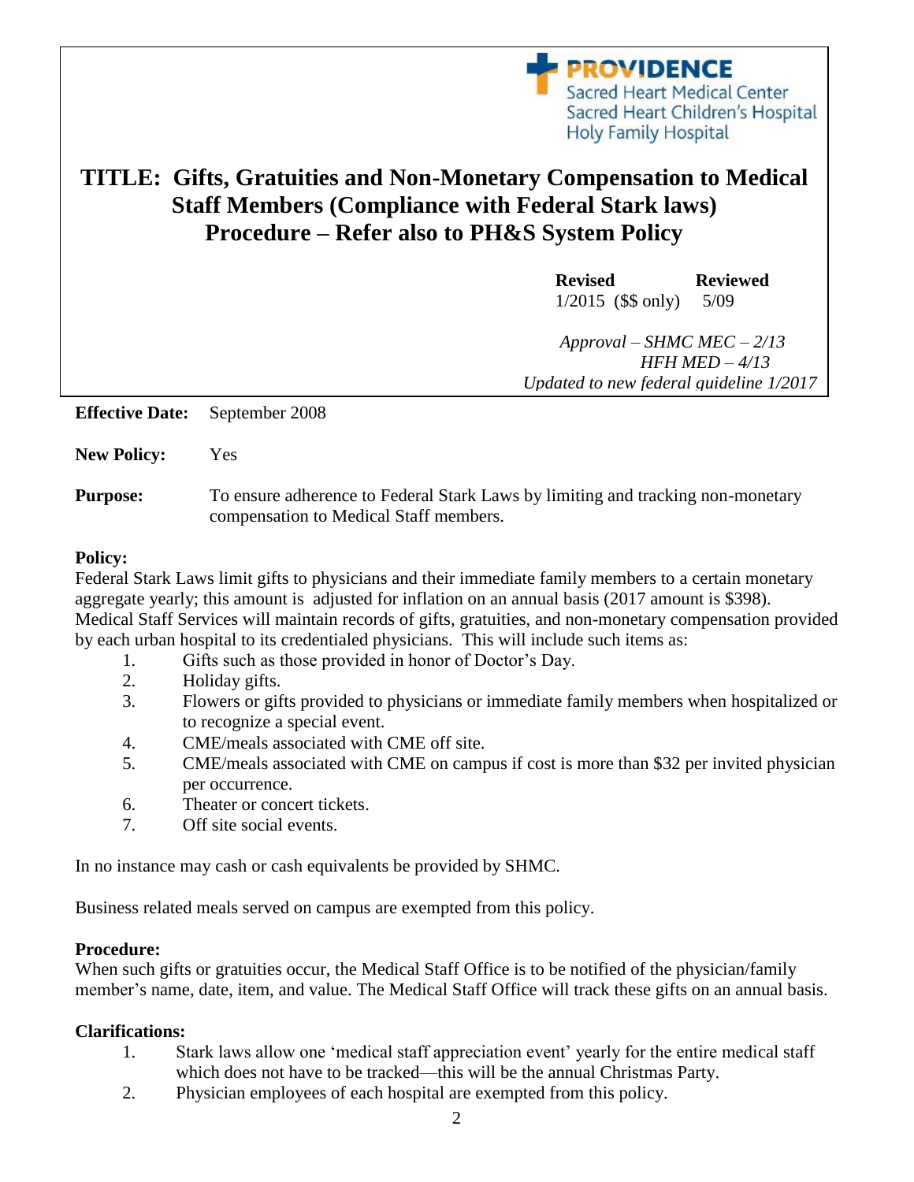PROVIDENCE
Sacred Heart Medical Center
Sacred Heart Children's Hospital
Holy Family Hospital

# TITLE: Gifts, Gratuities and Non-Monetary Compensation to Medical Staff Members (Compliance with Federal Stark laws) Procedure – Refer also to PH&S System Policy

| **Revised** | **Reviewed** |
|---|---|
| 1/2015 ($$ only) | 5/09 |

*Approval – SHMC MEC – 2/13*
*HFH MED – 4/13*
*Updated to new federal guideline 1/2017*

**Effective Date:** September 2008

**New Policy:** Yes

**Purpose:** To ensure adherence to Federal Stark Laws by limiting and tracking non-monetary compensation to Medical Staff members.

**Policy:**
Federal Stark Laws limit gifts to physicians and their immediate family members to a certain monetary aggregate yearly; this amount is adjusted for inflation on an annual basis (2017 amount is $398). Medical Staff Services will maintain records of gifts, gratuities, and non-monetary compensation provided by each urban hospital to its credentialed physicians. This will include such items as:

1. Gifts such as those provided in honor of Doctor's Day.
2. Holiday gifts.
3. Flowers or gifts provided to physicians or immediate family members when hospitalized or to recognize a special event.
4. CME/meals associated with CME off site.
5. CME/meals associated with CME on campus if cost is more than $32 per invited physician per occurrence.
6. Theater or concert tickets.
7. Off site social events.

In no instance may cash or cash equivalents be provided by SHMC.

Business related meals served on campus are exempted from this policy.

**Procedure:**
When such gifts or gratuities occur, the Medical Staff Office is to be notified of the physician/family member's name, date, item, and value. The Medical Staff Office will track these gifts on an annual basis.

**Clarifications:**

1. Stark laws allow one 'medical staff appreciation event' yearly for the entire medical staff which does not have to be tracked—this will be the annual Christmas Party.
2. Physician employees of each hospital are exempted from this policy.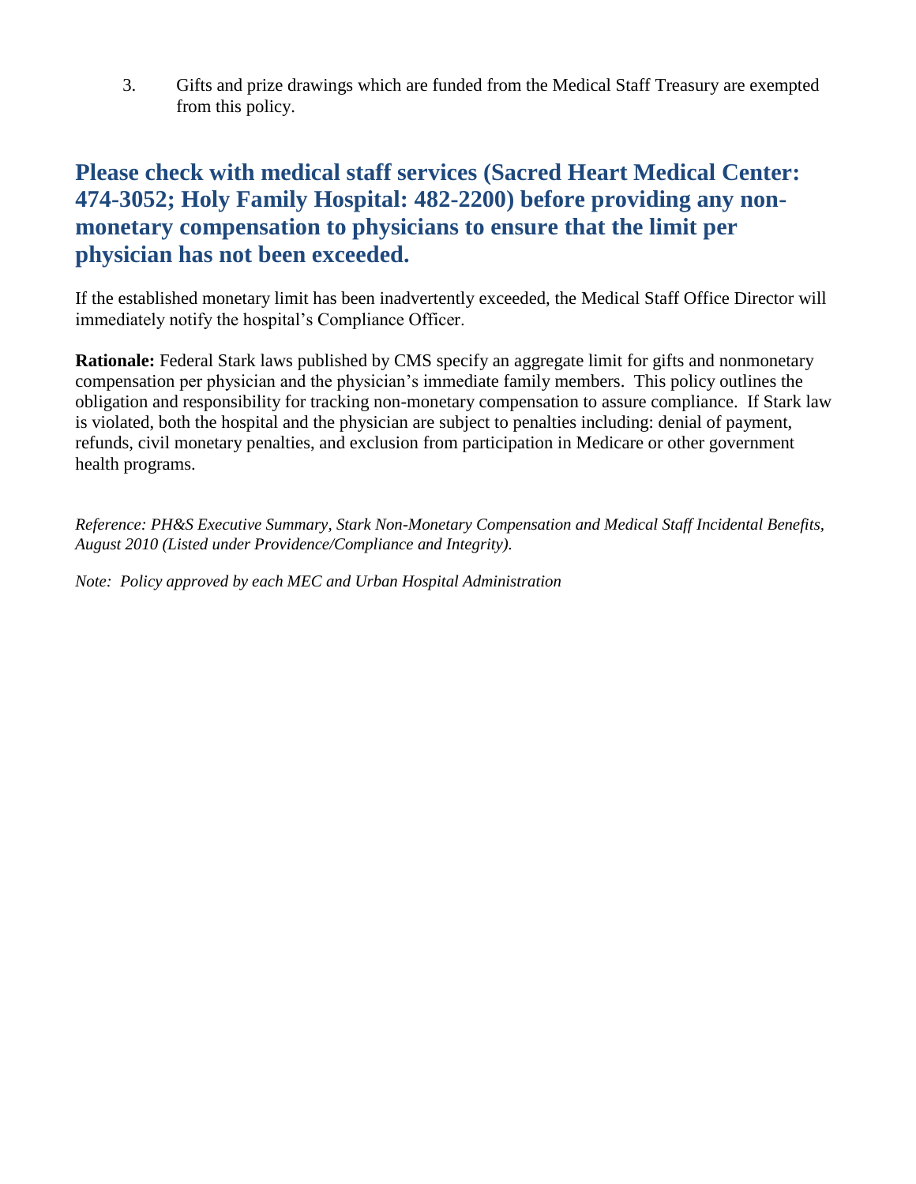3. Gifts and prize drawings which are funded from the Medical Staff Treasury are exempted from this policy.

## Please check with medical staff services (Sacred Heart Medical Center: 474-3052; Holy Family Hospital: 482-2200) before providing any non-monetary compensation to physicians to ensure that the limit per physician has not been exceeded.

If the established monetary limit has been inadvertently exceeded, the Medical Staff Office Director will immediately notify the hospital's Compliance Officer.

**Rationale:** Federal Stark laws published by CMS specify an aggregate limit for gifts and nonmonetary compensation per physician and the physician's immediate family members. This policy outlines the obligation and responsibility for tracking non-monetary compensation to assure compliance. If Stark law is violated, both the hospital and the physician are subject to penalties including: denial of payment, refunds, civil monetary penalties, and exclusion from participation in Medicare or other government health programs.

*Reference: PH&S Executive Summary, Stark Non-Monetary Compensation and Medical Staff Incidental Benefits, August 2010 (Listed under Providence/Compliance and Integrity).*

*Note: Policy approved by each MEC and Urban Hospital Administration*